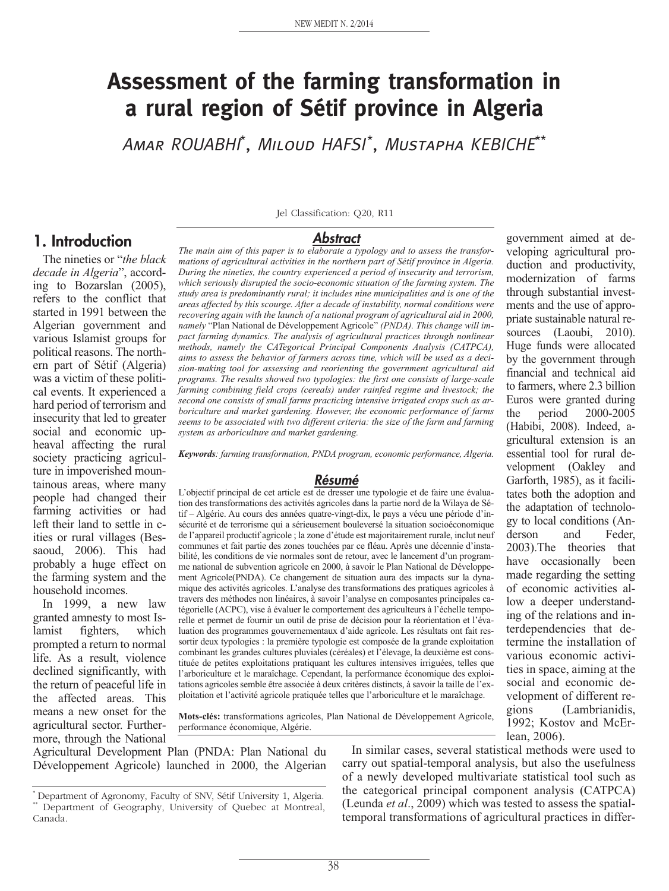# Assessment of the farming transformation in a rural region of Sétif province in Algeria

Amar ROUABHI[*], Miloud HAFSI[*], Mustapha KEBICHE[**]

Jel Classification: Q20, R11

## Abstract

*The main aim of this paper is to elaborate a typology and to assess the transformations of agricultural activities in the northern part of Sétif province in Algeria. During the nineties, the country experienced a period of insecurity and terrorism, which seriously disrupted the socio-economic situation of the farming system. The study area is predominantly rural; it includes nine municipalities and is one of the areas affected by this scourge. After a decade of instability, normal conditions were recovering again with the launch of a national program of agricultural aid in 2000, namely* "Plan National de Développement Agricole" *(PNDA). This change will impact farming dynamics. The analysis of agricultural practices through nonlinear methods, namely the CATegorical Principal Components Analysis (CATPCA), aims to assess the behavior of farmers across time, which will be used as a decision-making tool for assessing and reorienting the government agricultural aid programs. The results showed two typologies: the first one consists of large-scale farming combining field crops (cereals) under rainfed regime and livestock; the second one consists of small farms practicing intensive irrigated crops such as arboriculture and market gardening. However, the economic performance of farms seems to be associated with two different criteria: the size of the farm and farming system as arboriculture and market gardening.*

***Keywords****: farming transformation, PNDA program, economic performance, Algeria.*

## Résumé

L'objectif principal de cet article est de dresser une typologie et de faire une évaluation des transformations des activités agricoles dans la partie nord de la Wilaya de Sétif – Algérie. Au cours des années quatre-vingt-dix, le pays a vécu une période d'insécurité et de terrorisme qui a sérieusement bouleversé la situation socioéconomique de l'appareil productif agricole ; la zone d'étude est majoritairement rurale, inclut neuf communes et fait partie des zones touchées par ce fléau. Après une décennie d'instabilité, les conditions de vie normales sont de retour, avec le lancement d'un programme national de subvention agricole en 2000, à savoir le Plan National de Développement Agricole(PNDA). Ce changement de situation aura des impacts sur la dynamique des activités agricoles. L'analyse des transformations des pratiques agricoles à travers des méthodes non linéaires, à savoir l'analyse en composantes principales catégorielle (ACPC), vise à évaluer le comportement des agriculteurs à l'échelle temporelle et permet de fournir un outil de prise de décision pour la réorientation et l'évaluation des programmes gouvernementaux d'aide agricole. Les résultats ont fait ressortir deux typologies : la première typologie est composée de la grande exploitation combinant les grandes cultures pluviales (céréales) et l'élevage, la deuxième est constituée de petites exploitations pratiquant les cultures intensives irriguées, telles que l'arboriculture et le maraîchage. Cependant, la performance économique des exploitations agricoles semble être associée à deux critères distincts, à savoir la taille de l'exploitation et l'activité agricole pratiquée telles que l'arboriculture et le maraîchage.

**Mots-clés:** transformations agricoles, Plan National de Développement Agricole, performance économique, Algérie.

## 1. Introduction

The nineties or "*the black decade in Algeria*", according to Bozarslan (2005), refers to the conflict that started in 1991 between the Algerian government and various Islamist groups for political reasons. The northern part of Sétif (Algeria) was a victim of these political events. It experienced a hard period of terrorism and insecurity that led to greater social and economic upheaval affecting the rural society practicing agriculture in impoverished mountainous areas, where many people had changed their farming activities or had left their land to settle in cities or rural villages (Bessaoud, 2006). This had probably a huge effect on the farming system and the household incomes.

In 1999, a new law granted amnesty to most Islamist fighters, which prompted a return to normal life. As a result, violence declined significantly, with the return of peaceful life in the affected areas. This means a new onset for the agricultural sector. Furthermore, through the National Agricultural Development Plan (PNDA: Plan National du Développement Agricole) launched in 2000, the Algerian government aimed at developing agricultural production and productivity, modernization of farms through substantial investments and the use of appropriate sustainable natural resources (Laoubi, 2010). Huge funds were allocated by the government through financial and technical aid to farmers, where 2.3 billion Euros were granted during the period 2000-2005 (Habibi, 2008). Indeed, agricultural extension is an essential tool for rural development (Oakley and Garforth, 1985), as it facilitates both the adoption and the adaptation of technology to local conditions (Anderson and Feder, 2003).The theories that have occasionally been made regarding the setting of economic activities allow a deeper understanding of the relations and interdependencies that determine the installation of various economic activities in space, aiming at the social and economic development of different regions (Lambrianidis, 1992; Kostov and McErlean, 2006).

In similar cases, several statistical methods were used to carry out spatial-temporal analysis, but also the usefulness of a newly developed multivariate statistical tool such as the categorical principal component analysis (CATPCA) (Leunda *et al*., 2009) which was tested to assess the spatial-temporal transformations of agricultural practices in differ-

[*] Department of Agronomy, Faculty of SNV, Sétif University 1, Algeria.
[**] Department of Geography, University of Quebec at Montreal, Canada.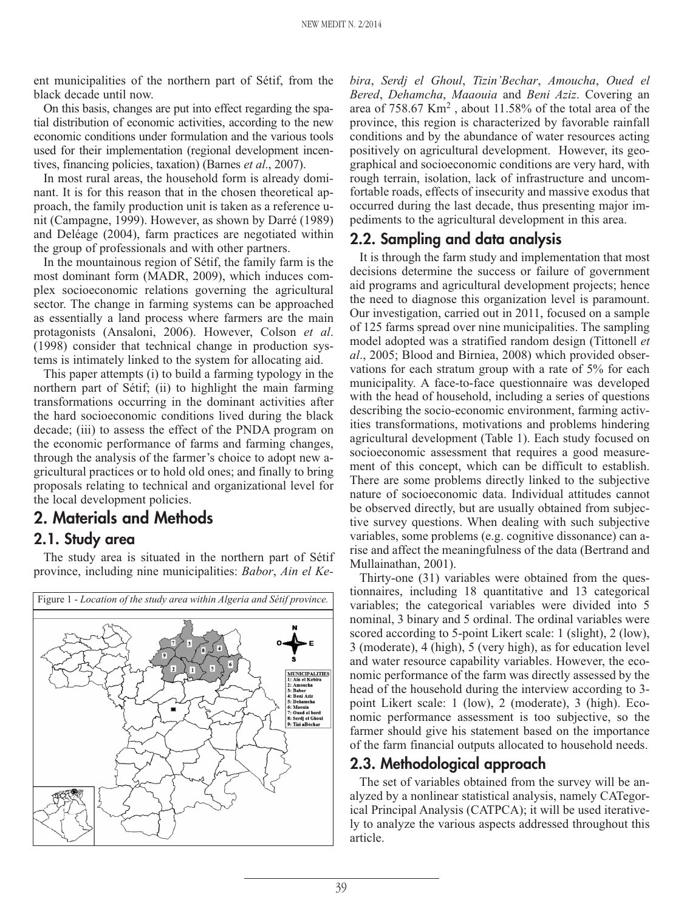ent municipalities of the northern part of Sétif, from the black decade until now.

On this basis, changes are put into effect regarding the spatial distribution of economic activities, according to the new economic conditions under formulation and the various tools used for their implementation (regional development incentives, financing policies, taxation) (Barnes *et al*., 2007).

In most rural areas, the household form is already dominant. It is for this reason that in the chosen theoretical approach, the family production unit is taken as a reference unit (Campagne, 1999). However, as shown by Darré (1989) and Deléage (2004), farm practices are negotiated within the group of professionals and with other partners.

In the mountainous region of Sétif, the family farm is the most dominant form (MADR, 2009), which induces complex socioeconomic relations governing the agricultural sector. The change in farming systems can be approached as essentially a land process where farmers are the main protagonists (Ansaloni, 2006). However, Colson *et al*. (1998) consider that technical change in production systems is intimately linked to the system for allocating aid.

This paper attempts (i) to build a farming typology in the northern part of Sétif; (ii) to highlight the main farming transformations occurring in the dominant activities after the hard socioeconomic conditions lived during the black decade; (iii) to assess the effect of the PNDA program on the economic performance of farms and farming changes, through the analysis of the farmer's choice to adopt new agricultural practices or to hold old ones; and finally to bring proposals relating to technical and organizational level for the local development policies.

## 2. Materials and Methods

### 2.1. Study area

The study area is situated in the northern part of Sétif province, including nine municipalities: *Babor*, *Ain el Kebira*, *Serdj el Ghoul*, *Tizin'Bechar*, *Amoucha*, *Oued el Bered*, *Dehamcha*, *Maaouia* and *Beni Aziz*. Covering an area of 758.67 Km$^2$ , about 11.58% of the total area of the province, this region is characterized by favorable rainfall conditions and by the abundance of water resources acting positively on agricultural development. However, its geographical and socioeconomic conditions are very hard, with rough terrain, isolation, lack of infrastructure and uncomfortable roads, effects of insecurity and massive exodus that occurred during the last decade, thus presenting major impediments to the agricultural development in this area.

Figure 1 - *Location of the study area within Algeria and Sétif province.*

### 2.2. Sampling and data analysis

It is through the farm study and implementation that most decisions determine the success or failure of government aid programs and agricultural development projects; hence the need to diagnose this organization level is paramount. Our investigation, carried out in 2011, focused on a sample of 125 farms spread over nine municipalities. The sampling model adopted was a stratified random design (Tittonell *et al*., 2005; Blood and Birniea, 2008) which provided observations for each stratum group with a rate of 5% for each municipality. A face-to-face questionnaire was developed with the head of household, including a series of questions describing the socio-economic environment, farming activities transformations, motivations and problems hindering agricultural development (Table 1). Each study focused on socioeconomic assessment that requires a good measurement of this concept, which can be difficult to establish. There are some problems directly linked to the subjective nature of socioeconomic data. Individual attitudes cannot be observed directly, but are usually obtained from subjective survey questions. When dealing with such subjective variables, some problems (e.g. cognitive dissonance) can arise and affect the meaningfulness of the data (Bertrand and Mullainathan, 2001).

Thirty-one (31) variables were obtained from the questionnaires, including 18 quantitative and 13 categorical variables; the categorical variables were divided into 5 nominal, 3 binary and 5 ordinal. The ordinal variables were scored according to 5-point Likert scale: 1 (slight), 2 (low), 3 (moderate), 4 (high), 5 (very high), as for education level and water resource capability variables. However, the economic performance of the farm was directly assessed by the head of the household during the interview according to 3-point Likert scale: 1 (low), 2 (moderate), 3 (high). Economic performance assessment is too subjective, so the farmer should give his statement based on the importance of the farm financial outputs allocated to household needs.

### 2.3. Methodological approach

The set of variables obtained from the survey will be analyzed by a nonlinear statistical analysis, namely CATegorical Principal Analysis (CATPCA); it will be used iteratively to analyze the various aspects addressed throughout this article.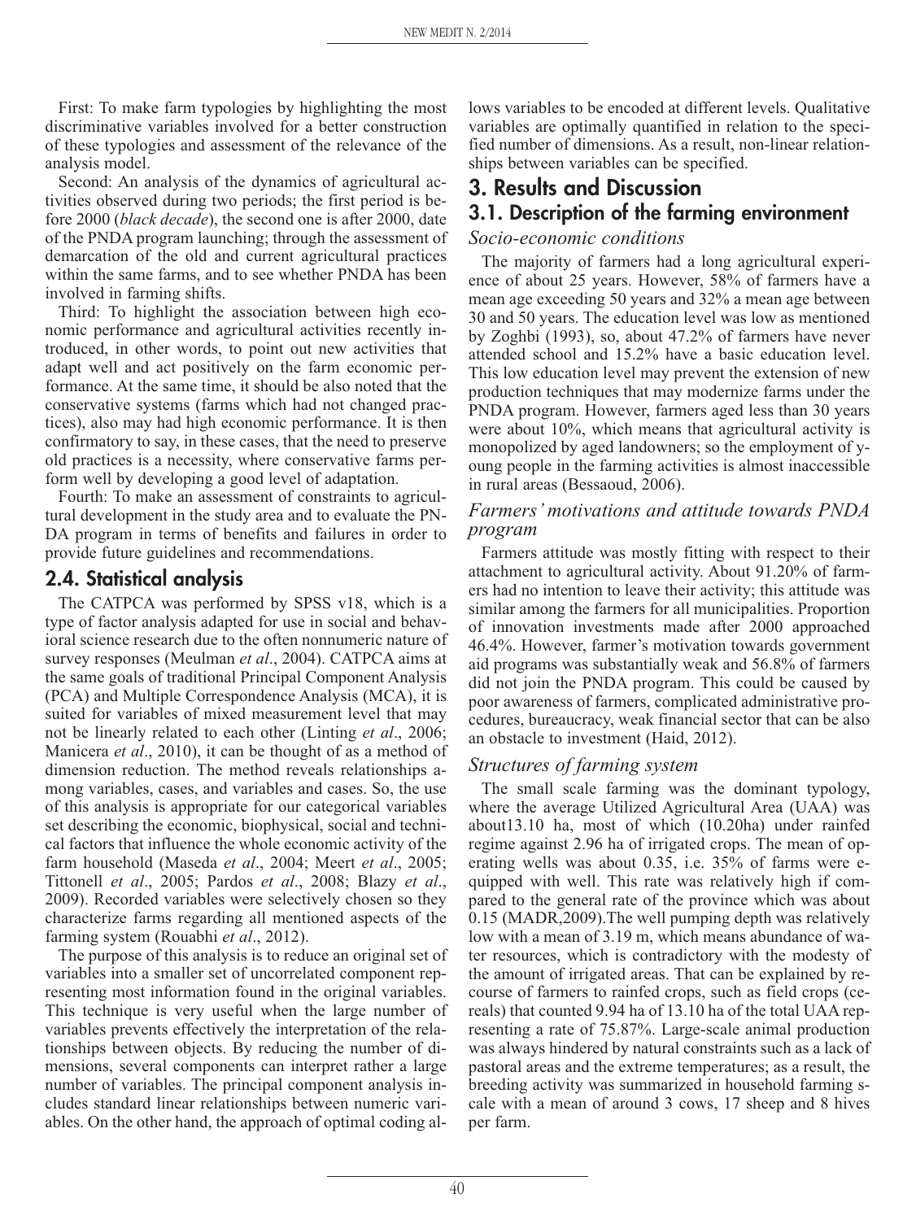First: To make farm typologies by highlighting the most discriminative variables involved for a better construction of these typologies and assessment of the relevance of the analysis model.

Second: An analysis of the dynamics of agricultural activities observed during two periods; the first period is before 2000 (*black decade*), the second one is after 2000, date of the PNDA program launching; through the assessment of demarcation of the old and current agricultural practices within the same farms, and to see whether PNDA has been involved in farming shifts.

Third: To highlight the association between high economic performance and agricultural activities recently introduced, in other words, to point out new activities that adapt well and act positively on the farm economic performance. At the same time, it should be also noted that the conservative systems (farms which had not changed practices), also may had high economic performance. It is then confirmatory to say, in these cases, that the need to preserve old practices is a necessity, where conservative farms perform well by developing a good level of adaptation.

Fourth: To make an assessment of constraints to agricultural development in the study area and to evaluate the PNDA program in terms of benefits and failures in order to provide future guidelines and recommendations.

## 2.4. Statistical analysis

The CATPCA was performed by SPSS v18, which is a type of factor analysis adapted for use in social and behavioral science research due to the often nonnumeric nature of survey responses (Meulman *et al*., 2004). CATPCA aims at the same goals of traditional Principal Component Analysis (PCA) and Multiple Correspondence Analysis (MCA), it is suited for variables of mixed measurement level that may not be linearly related to each other (Linting *et al*., 2006; Manicera *et al*., 2010), it can be thought of as a method of dimension reduction. The method reveals relationships among variables, cases, and variables and cases. So, the use of this analysis is appropriate for our categorical variables set describing the economic, biophysical, social and technical factors that influence the whole economic activity of the farm household (Maseda *et al*., 2004; Meert *et al*., 2005; Tittonell *et al*., 2005; Pardos *et al*., 2008; Blazy *et al*., 2009). Recorded variables were selectively chosen so they characterize farms regarding all mentioned aspects of the farming system (Rouabhi *et al*., 2012).

The purpose of this analysis is to reduce an original set of variables into a smaller set of uncorrelated component representing most information found in the original variables. This technique is very useful when the large number of variables prevents effectively the interpretation of the relationships between objects. By reducing the number of dimensions, several components can interpret rather a large number of variables. The principal component analysis includes standard linear relationships between numeric variables. On the other hand, the approach of optimal coding allows variables to be encoded at different levels. Qualitative variables are optimally quantified in relation to the specified number of dimensions. As a result, non-linear relationships between variables can be specified.

# 3. Results and Discussion

## 3.1. Description of the farming environment

### *Socio-economic conditions*

The majority of farmers had a long agricultural experience of about 25 years. However, 58% of farmers have a mean age exceeding 50 years and 32% a mean age between 30 and 50 years. The education level was low as mentioned by Zoghbi (1993), so, about 47.2% of farmers have never attended school and 15.2% have a basic education level. This low education level may prevent the extension of new production techniques that may modernize farms under the PNDA program. However, farmers aged less than 30 years were about 10%, which means that agricultural activity is monopolized by aged landowners; so the employment of young people in the farming activities is almost inaccessible in rural areas (Bessaoud, 2006).

### *Farmers' motivations and attitude towards PNDA program*

Farmers attitude was mostly fitting with respect to their attachment to agricultural activity. About 91.20% of farmers had no intention to leave their activity; this attitude was similar among the farmers for all municipalities. Proportion of innovation investments made after 2000 approached 46.4%. However, farmer's motivation towards government aid programs was substantially weak and 56.8% of farmers did not join the PNDA program. This could be caused by poor awareness of farmers, complicated administrative procedures, bureaucracy, weak financial sector that can be also an obstacle to investment (Haid, 2012).

### *Structures of farming system*

The small scale farming was the dominant typology, where the average Utilized Agricultural Area (UAA) was about13.10 ha, most of which (10.20ha) under rainfed regime against 2.96 ha of irrigated crops. The mean of operating wells was about 0.35, i.e. 35% of farms were equipped with well. This rate was relatively high if compared to the general rate of the province which was about 0.15 (MADR,2009).The well pumping depth was relatively low with a mean of 3.19 m, which means abundance of water resources, which is contradictory with the modesty of the amount of irrigated areas. That can be explained by recourse of farmers to rainfed crops, such as field crops (cereals) that counted 9.94 ha of 13.10 ha of the total UAA representing a rate of 75.87%. Large-scale animal production was always hindered by natural constraints such as a lack of pastoral areas and the extreme temperatures; as a result, the breeding activity was summarized in household farming scale with a mean of around 3 cows, 17 sheep and 8 hives per farm.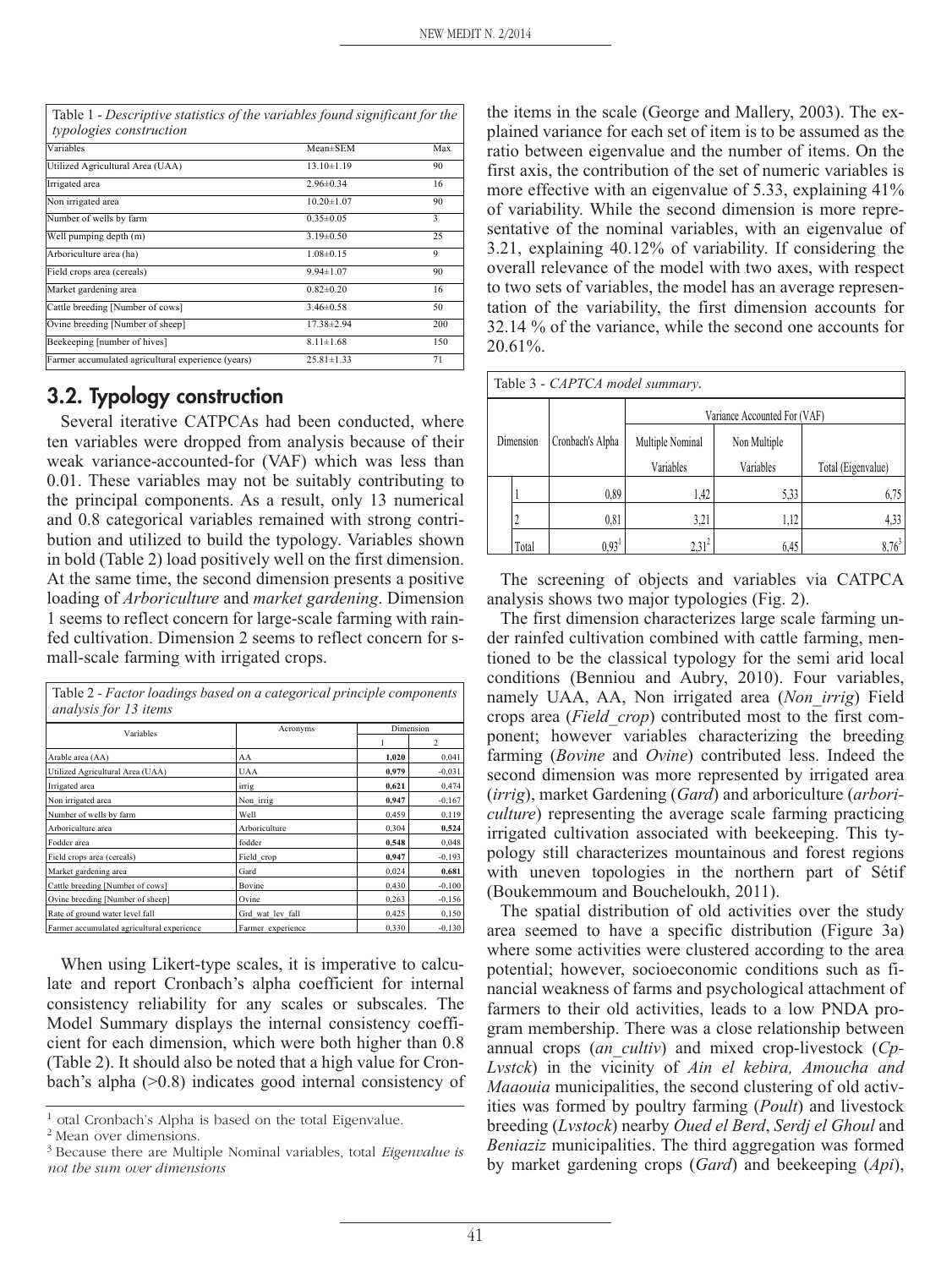Table 1 - *Descriptive statistics of the variables found significant for the typologies construction*

| Variables | Mean±SEM | Max |
|---|---|---|
| Utilized Agricultural Area (UAA) | 13.10±1.19 | 90 |
| Irrigated area | 2.96±0.34 | 16 |
| Non irrigated area | 10.20±1.07 | 90 |
| Number of wells by farm | 0.35±0.05 | 3 |
| Well pumping depth (m) | 3.19±0.50 | 25 |
| Arboriculture area (ha) | 1.08±0.15 | 9 |
| Field crops area (cereals) | 9.94±1.07 | 90 |
| Market gardening area | 0.82±0.20 | 16 |
| Cattle breeding [Number of cows] | 3.46±0.58 | 50 |
| Ovine breeding [Number of sheep] | 17.38±2.94 | 200 |
| Beekeeping [number of hives] | 8.11±1.68 | 150 |
| Farmer accumulated agricultural experience (years) | 25.81±1.33 | 71 |

## 3.2. Typology construction

Several iterative CATPCAs had been conducted, where ten variables were dropped from analysis because of their weak variance-accounted-for (VAF) which was less than 0.01. These variables may not be suitably contributing to the principal components. As a result, only 13 numerical and 0.8 categorical variables remained with strong contribution and utilized to build the typology. Variables shown in bold (Table 2) load positively well on the first dimension. At the same time, the second dimension presents a positive loading of *Arboriculture* and *market gardening*. Dimension 1 seems to reflect concern for large-scale farming with rainfed cultivation. Dimension 2 seems to reflect concern for small-scale farming with irrigated crops.

Table 2 - *Factor loadings based on a categorical principle components analysis for 13 items*

| Variables | Acronyms | Dimension | |
|---|---|---|---|
| | | 1 | 2 |
| Arable area (AA) | AA | **1,020** | 0,041 |
| Utilized Agricultural Area (UAA) | UAA | **0,979** | -0,031 |
| Irrigated area | irrig | **0,621** | 0,474 |
| Non irrigated area | Non_irrig | **0,947** | -0,167 |
| Number of wells by farm | Well | 0,459 | 0,119 |
| Arboriculture area | Arboriculture | 0,304 | **0,524** |
| Fodder area | fodder | **0,548** | 0,048 |
| Field crops area (cereals) | Field_crop | **0,947** | -0,193 |
| Market gardening area | Gard | 0,024 | **0,681** |
| Cattle breeding [Number of cows] | Bovine | 0,430 | -0,100 |
| Ovine breeding [Number of sheep] | Ovine | 0,263 | -0,156 |
| Rate of ground water level fall | Grd_wat_lev_fall | 0,425 | 0,150 |
| Farmer accumulated agricultural experience | Farmer_experience | 0,330 | -0,130 |

When using Likert-type scales, it is imperative to calculate and report Cronbach's alpha coefficient for internal consistency reliability for any scales or subscales. The Model Summary displays the internal consistency coefficient for each dimension, which were both higher than 0.8 (Table 2). It should also be noted that a high value for Cronbach's alpha (>0.8) indicates good internal consistency of the items in the scale (George and Mallery, 2003). The explained variance for each set of item is to be assumed as the ratio between eigenvalue and the number of items. On the first axis, the contribution of the set of numeric variables is more effective with an eigenvalue of 5.33, explaining 41% of variability. While the second dimension is more representative of the nominal variables, with an eigenvalue of 3.21, explaining 40.12% of variability. If considering the overall relevance of the model with two axes, with respect to two sets of variables, the model has an average representation of the variability, the first dimension accounts for 32.14 % of the variance, while the second one accounts for 20.61%.

Table 3 - *CAPTCA model summary*.

| Dimension | Cronbach's Alpha | Variance Accounted For (VAF) | | |
|---|---|---|---|---|
| | | Multiple Nominal Variables | Non Multiple Variables | Total (Eigenvalue) |
| 1 | 0,89 | 1,42 | 5,33 | 6,75 |
| 2 | 0,81 | 3,21 | 1,12 | 4,33 |
| Total | 0,93[1] | 2,31[2] | 6,45 | 8,76[3] |

The screening of objects and variables via CATPCA analysis shows two major typologies (Fig. 2).

The first dimension characterizes large scale farming under rainfed cultivation combined with cattle farming, mentioned to be the classical typology for the semi arid local conditions (Benniou and Aubry, 2010). Four variables, namely UAA, AA, Non irrigated area (*Non_irrig*) Field crops area (*Field_crop*) contributed most to the first component; however variables characterizing the breeding farming (*Bovine* and *Ovine*) contributed less. Indeed the second dimension was more represented by irrigated area (*irrig*), market Gardening (*Gard*) and arboriculture (*arboriculture*) representing the average scale farming practicing irrigated cultivation associated with beekeeping. This typology still characterizes mountainous and forest regions with uneven topologies in the northern part of Sétif (Boukemmoum and Boucheloukh, 2011).

The spatial distribution of old activities over the study area seemed to have a specific distribution (Figure 3a) where some activities were clustered according to the area potential; however, socioeconomic conditions such as financial weakness of farms and psychological attachment of farmers to their old activities, leads to a low PNDA program membership. There was a close relationship between annual crops (*an_cultiv*) and mixed crop-livestock (*Cp-Lvstck*) in the vicinity of *Ain el kebira, Amoucha and Maaouia* municipalities, the second clustering of old activities was formed by poultry farming (*Poult*) and livestock breeding (*Lvstock*) nearby *Oued el Berd*, *Serdj el Ghoul* and *Beniaziz* municipalities. The third aggregation was formed by market gardening crops (*Gard*) and beekeeping (*Api*),

[1] otal Cronbach's Alpha is based on the total Eigenvalue.

[2] Mean over dimensions.

[3] Because there are Multiple Nominal variables, total *Eigenvalue is not the sum over dimensions*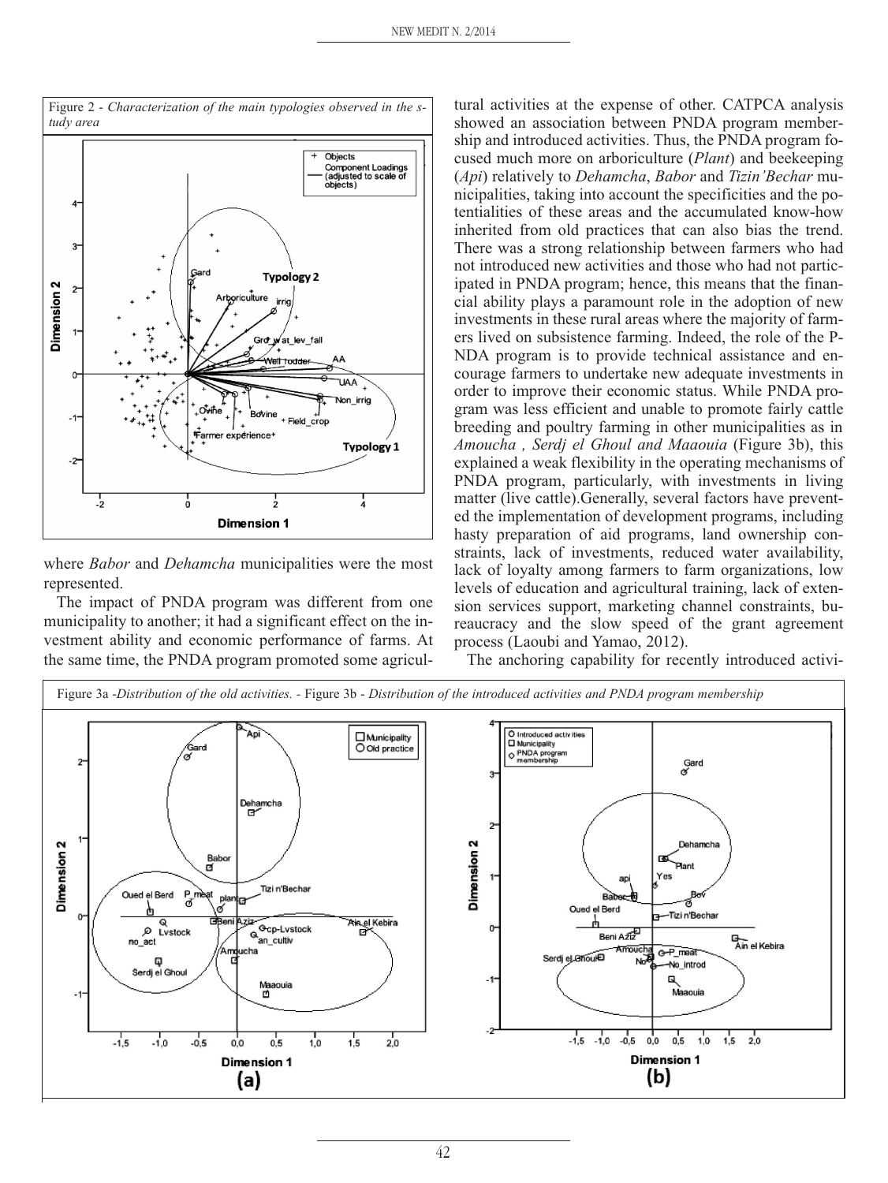Figure 2 - *Characterization of the main typologies observed in the study area*

where *Babor* and *Dehamcha* municipalities were the most represented.

The impact of PNDA program was different from one municipality to another; it had a significant effect on the investment ability and economic performance of farms. At the same time, the PNDA program promoted some agricultural activities at the expense of other. CATPCA analysis showed an association between PNDA program membership and introduced activities. Thus, the PNDA program focused much more on arboriculture (*Plant*) and beekeeping (*Api*) relatively to *Dehamcha*, *Babor* and *Tizin'Bechar* municipalities, taking into account the specificities and the potentialities of these areas and the accumulated know-how inherited from old practices that can also bias the trend. There was a strong relationship between farmers who had not introduced new activities and those who had not participated in PNDA program; hence, this means that the financial ability plays a paramount role in the adoption of new investments in these rural areas where the majority of farmers lived on subsistence farming. Indeed, the role of the PNDA program is to provide technical assistance and encourage farmers to undertake new adequate investments in order to improve their economic status. While PNDA program was less efficient and unable to promote fairly cattle breeding and poultry farming in other municipalities as in *Amoucha , Serdj el Ghoul and Maaouia* (Figure 3b), this explained a weak flexibility in the operating mechanisms of PNDA program, particularly, with investments in living matter (live cattle).Generally, several factors have prevented the implementation of development programs, including hasty preparation of aid programs, land ownership constraints, lack of investments, reduced water availability, lack of loyalty among farmers to farm organizations, low levels of education and agricultural training, lack of extension services support, marketing channel constraints, bureaucracy and the slow speed of the grant agreement process (Laoubi and Yamao, 2012).

The anchoring capability for recently introduced activi-

Figure 3a -*Distribution of the old activities.* - Figure 3b - *Distribution of the introduced activities and PNDA program membership*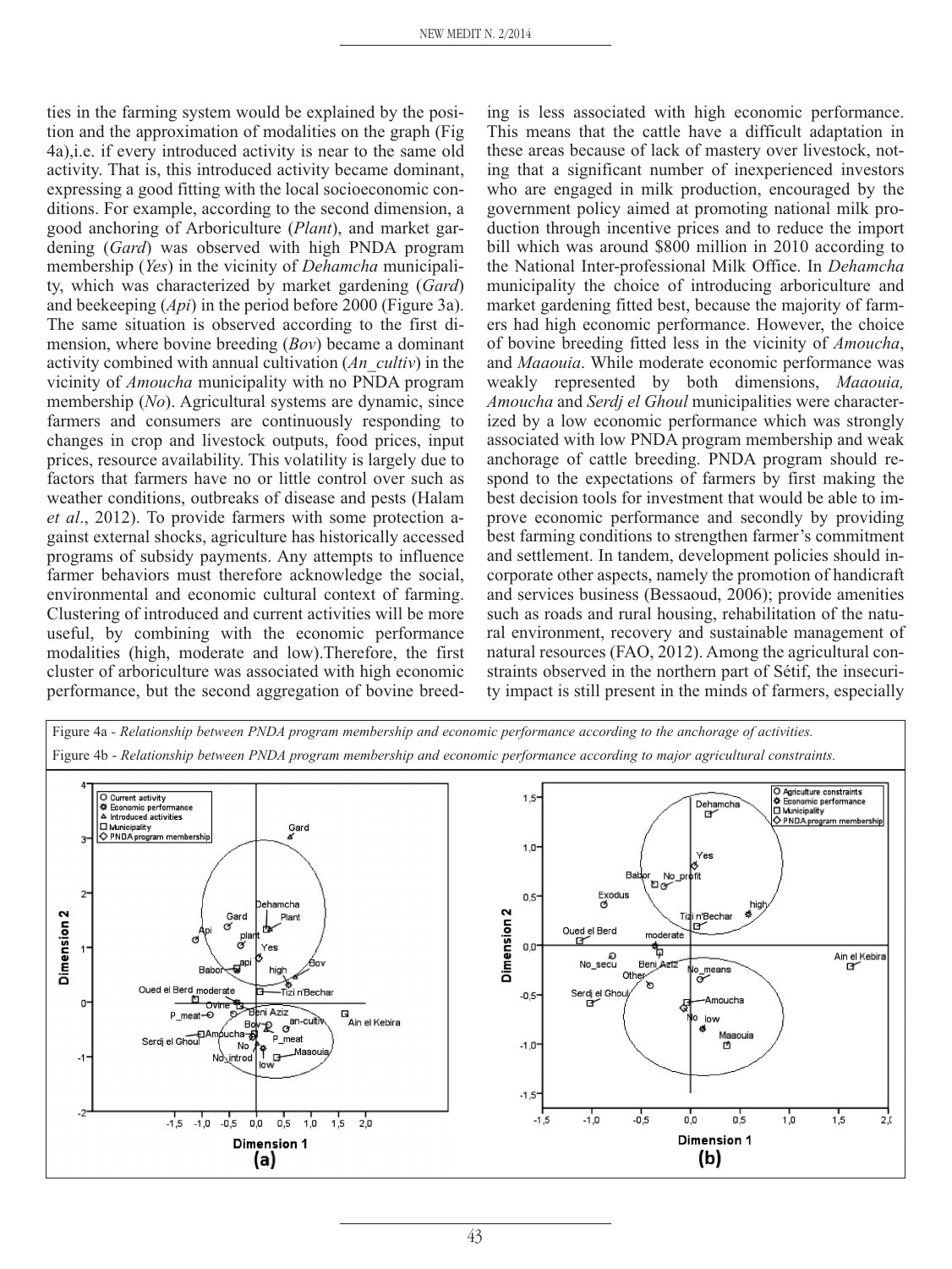ties in the farming system would be explained by the position and the approximation of modalities on the graph (Fig 4a),i.e. if every introduced activity is near to the same old activity. That is, this introduced activity became dominant, expressing a good fitting with the local socioeconomic conditions. For example, according to the second dimension, a good anchoring of Arboriculture (*Plant*), and market gardening (*Gard*) was observed with high PNDA program membership (*Yes*) in the vicinity of *Dehamcha* municipality, which was characterized by market gardening (*Gard*) and beekeeping (*Api*) in the period before 2000 (Figure 3a). The same situation is observed according to the first dimension, where bovine breeding (*Bov*) became a dominant activity combined with annual cultivation (*An_cultiv*) in the vicinity of *Amoucha* municipality with no PNDA program membership (*No*). Agricultural systems are dynamic, since farmers and consumers are continuously responding to changes in crop and livestock outputs, food prices, input prices, resource availability. This volatility is largely due to factors that farmers have no or little control over such as weather conditions, outbreaks of disease and pests (Halam *et al*., 2012). To provide farmers with some protection against external shocks, agriculture has historically accessed programs of subsidy payments. Any attempts to influence farmer behaviors must therefore acknowledge the social, environmental and economic cultural context of farming. Clustering of introduced and current activities will be more useful, by combining with the economic performance modalities (high, moderate and low).Therefore, the first cluster of arboriculture was associated with high economic performance, but the second aggregation of bovine breeding is less associated with high economic performance. This means that the cattle have a difficult adaptation in these areas because of lack of mastery over livestock, noting that a significant number of inexperienced investors who are engaged in milk production, encouraged by the government policy aimed at promoting national milk production through incentive prices and to reduce the import bill which was around $800 million in 2010 according to the National Inter-professional Milk Office. In *Dehamcha* municipality the choice of introducing arboriculture and market gardening fitted best, because the majority of farmers had high economic performance. However, the choice of bovine breeding fitted less in the vicinity of *Amoucha*, and *Maaouia*. While moderate economic performance was weakly represented by both dimensions, *Maaouia, Amoucha* and *Serdj el Ghoul* municipalities were characterized by a low economic performance which was strongly associated with low PNDA program membership and weak anchorage of cattle breeding. PNDA program should respond to the expectations of farmers by first making the best decision tools for investment that would be able to improve economic performance and secondly by providing best farming conditions to strengthen farmer's commitment and settlement. In tandem, development policies should incorporate other aspects, namely the promotion of handicraft and services business (Bessaoud, 2006); provide amenities such as roads and rural housing, rehabilitation of the natural environment, recovery and sustainable management of natural resources (FAO, 2012). Among the agricultural constraints observed in the northern part of Sétif, the insecurity impact is still present in the minds of farmers, especially

Figure 4a - *Relationship between PNDA program membership and economic performance according to the anchorage of activities.*

Figure 4b - *Relationship between PNDA program membership and economic performance according to major agricultural constraints.*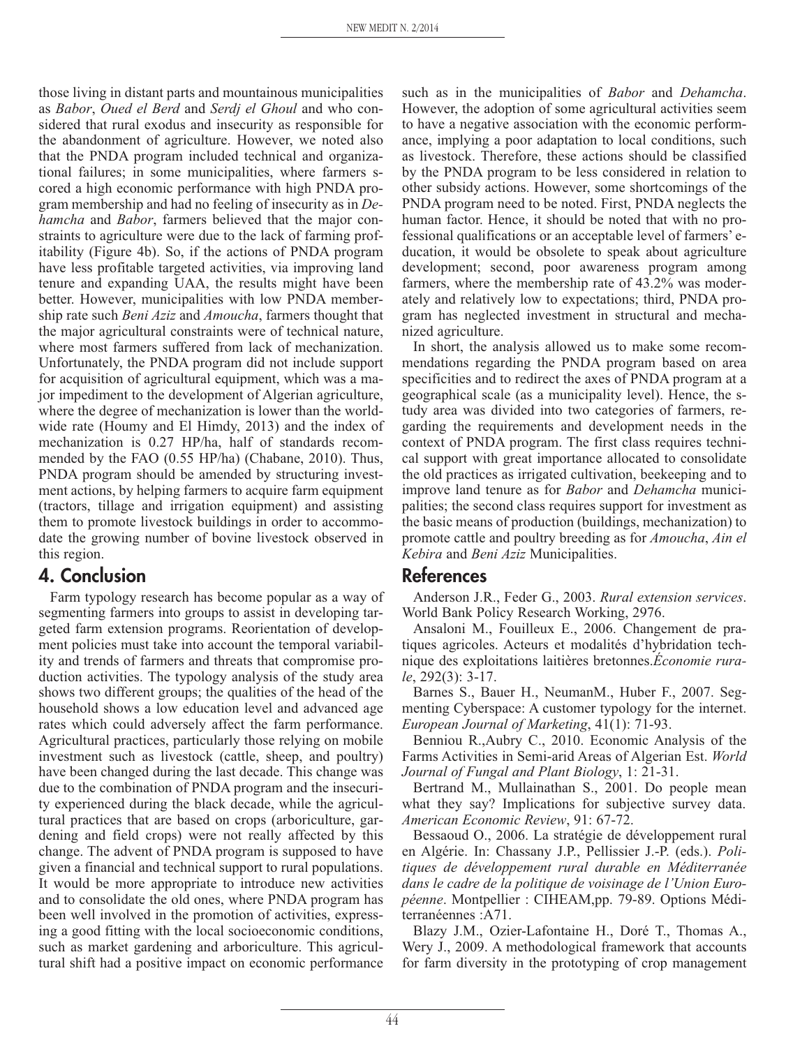those living in distant parts and mountainous municipalities as *Babor*, *Oued el Berd* and *Serdj el Ghoul* and who considered that rural exodus and insecurity as responsible for the abandonment of agriculture. However, we noted also that the PNDA program included technical and organizational failures; in some municipalities, where farmers scored a high economic performance with high PNDA program membership and had no feeling of insecurity as in *Dehamcha* and *Babor*, farmers believed that the major constraints to agriculture were due to the lack of farming profitability (Figure 4b). So, if the actions of PNDA program have less profitable targeted activities, via improving land tenure and expanding UAA, the results might have been better. However, municipalities with low PNDA membership rate such *Beni Aziz* and *Amoucha*, farmers thought that the major agricultural constraints were of technical nature, where most farmers suffered from lack of mechanization. Unfortunately, the PNDA program did not include support for acquisition of agricultural equipment, which was a major impediment to the development of Algerian agriculture, where the degree of mechanization is lower than the worldwide rate (Houmy and El Himdy, 2013) and the index of mechanization is 0.27 HP/ha, half of standards recommended by the FAO (0.55 HP/ha) (Chabane, 2010). Thus, PNDA program should be amended by structuring investment actions, by helping farmers to acquire farm equipment (tractors, tillage and irrigation equipment) and assisting them to promote livestock buildings in order to accommodate the growing number of bovine livestock observed in this region.

## 4. Conclusion

Farm typology research has become popular as a way of segmenting farmers into groups to assist in developing targeted farm extension programs. Reorientation of development policies must take into account the temporal variability and trends of farmers and threats that compromise production activities. The typology analysis of the study area shows two different groups; the qualities of the head of the household shows a low education level and advanced age rates which could adversely affect the farm performance. Agricultural practices, particularly those relying on mobile investment such as livestock (cattle, sheep, and poultry) have been changed during the last decade. This change was due to the combination of PNDA program and the insecurity experienced during the black decade, while the agricultural practices that are based on crops (arboriculture, gardening and field crops) were not really affected by this change. The advent of PNDA program is supposed to have given a financial and technical support to rural populations. It would be more appropriate to introduce new activities and to consolidate the old ones, where PNDA program has been well involved in the promotion of activities, expressing a good fitting with the local socioeconomic conditions, such as market gardening and arboriculture. This agricultural shift had a positive impact on economic performance such as in the municipalities of *Babor* and *Dehamcha*. However, the adoption of some agricultural activities seem to have a negative association with the economic performance, implying a poor adaptation to local conditions, such as livestock. Therefore, these actions should be classified by the PNDA program to be less considered in relation to other subsidy actions. However, some shortcomings of the PNDA program need to be noted. First, PNDA neglects the human factor. Hence, it should be noted that with no professional qualifications or an acceptable level of farmers' education, it would be obsolete to speak about agriculture development; second, poor awareness program among farmers, where the membership rate of 43.2% was moderately and relatively low to expectations; third, PNDA program has neglected investment in structural and mechanized agriculture.

In short, the analysis allowed us to make some recommendations regarding the PNDA program based on area specificities and to redirect the axes of PNDA program at a geographical scale (as a municipality level). Hence, the study area was divided into two categories of farmers, regarding the requirements and development needs in the context of PNDA program. The first class requires technical support with great importance allocated to consolidate the old practices as irrigated cultivation, beekeeping and to improve land tenure as for *Babor* and *Dehamcha* municipalities; the second class requires support for investment as the basic means of production (buildings, mechanization) to promote cattle and poultry breeding as for *Amoucha*, *Ain el Kebira* and *Beni Aziz* Municipalities.

## References

Anderson J.R., Feder G., 2003. *Rural extension services*. World Bank Policy Research Working, 2976.

Ansaloni M., Fouilleux E., 2006. Changement de pratiques agricoles. Acteurs et modalités d'hybridation technique des exploitations laitières bretonnes.*Économie rurale*, 292(3): 3-17.

Barnes S., Bauer H., NeumanM., Huber F., 2007. Segmenting Cyberspace: A customer typology for the internet. *European Journal of Marketing*, 41(1): 71-93.

Benniou R.,Aubry C., 2010. Economic Analysis of the Farms Activities in Semi-arid Areas of Algerian Est. *World Journal of Fungal and Plant Biology*, 1: 21-31.

Bertrand M., Mullainathan S., 2001. Do people mean what they say? Implications for subjective survey data. *American Economic Review*, 91: 67-72.

Bessaoud O., 2006. La stratégie de développement rural en Algérie. In: Chassany J.P., Pellissier J.-P. (eds.). *Politiques de développement rural durable en Méditerranée dans le cadre de la politique de voisinage de l'Union Européenne*. Montpellier : CIHEAM,pp. 79-89. Options Méditerranéennes :A71.

Blazy J.M., Ozier-Lafontaine H., Doré T., Thomas A., Wery J., 2009. A methodological framework that accounts for farm diversity in the prototyping of crop management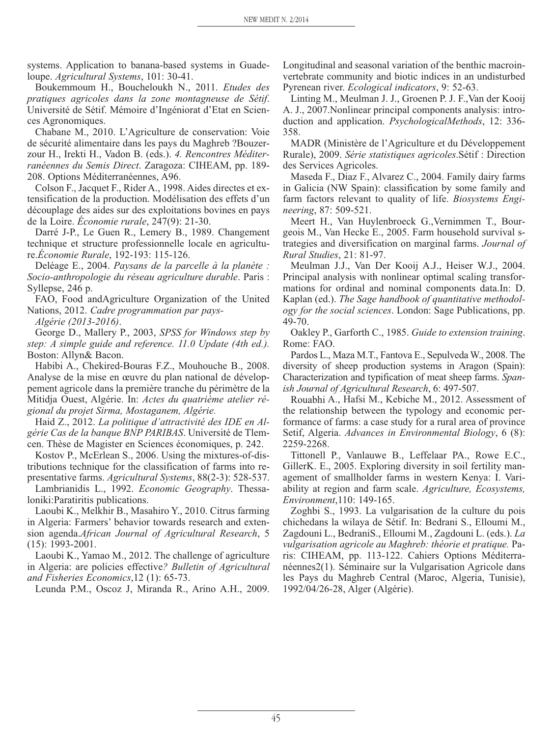systems. Application to banana-based systems in Guadeloupe. *Agricultural Systems*, 101: 30-41.

Boukemmoum H., Boucheloukh N., 2011. *Etudes des pratiques agricoles dans la zone montagneuse de Sétif*. Université de Sétif. Mémoire d'Ingéniorat d'Etat en Sciences Agronomiques.

Chabane M., 2010. L'Agriculture de conservation: Voie de sécurité alimentaire dans les pays du Maghreb ?Bouzerzour H., Irekti H., Vadon B. (eds.). *4. Rencontres Méditerranéennes du Semis Direct*. Zaragoza: CIHEAM, pp. 189-208. Options Méditerranéennes, A96.

Colson F., Jacquet F., Rider A., 1998. Aides directes et extensification de la production. Modélisation des effets d'un découplage des aides sur des exploitations bovines en pays de la Loire. *Économie rurale*, 247(9): 21-30.

Darré J-P., Le Guen R., Lemery B., 1989. Changement technique et structure professionnelle locale en agriculture.*Économie Rurale*, 192-193: 115-126.

Deléage E., 2004. *Paysans de la parcelle à la planète : Socio-anthropologie du réseau agriculture durable*. Paris : Syllepse, 246 p.

FAO, Food andAgriculture Organization of the United Nations, 2012. *Cadre programmation par pays-Algérie (2013-2016)*.

George D., Mallery P., 2003, *SPSS for Windows step by step: A simple guide and reference. 11.0 Update (4th ed.).* Boston: Allyn& Bacon.

Habibi A., Chekired-Bouras F.Z., Mouhouche B., 2008. Analyse de la mise en œuvre du plan national de développement agricole dans la première tranche du périmètre de la Mitidja Ouest, Algérie. In: *Actes du quatrième atelier régional du projet Sirma, Mostaganem, Algérie.*

Haid Z., 2012. *La politique d'attractivité des IDE en Algérie Cas de la banque BNP PARIBAS*. Université de Tlemcen. Thèse de Magister en Sciences économiques, p. 242.

Kostov P., McErlean S., 2006. Using the mixtures-of-distributions technique for the classification of farms into representative farms. *Agricultural Systems*, 88(2-3): 528-537.

Lambrianidis L., 1992. *Economic Geography*. Thessaloniki:Paratiritis publications.

Laoubi K., Melkhir B., Masahiro Y., 2010. Citrus farming in Algeria: Farmers' behavior towards research and extension agenda.*African Journal of Agricultural Research*, 5 (15): 1993-2001.

Laoubi K., Yamao M., 2012. The challenge of agriculture in Algeria: are policies effective*? Bulletin of Agricultural and Fisheries Economics*,12 (1): 65-73.

Leunda P.M., Oscoz J, Miranda R., Arino A.H., 2009. Longitudinal and seasonal variation of the benthic macroinvertebrate community and biotic indices in an undisturbed Pyrenean river. *Ecological indicators*, 9: 52-63.

Linting M., Meulman J. J., Groenen P. J. F.,Van der Kooij A. J., 2007.Nonlinear principal components analysis: introduction and application. *PsychologicalMethods*, 12: 336-358.

MADR (Ministère de l'Agriculture et du Développement Rurale), 2009. *Série statistiques agricoles*.Sétif : Direction des Services Agricoles.

Maseda F., Diaz F., Alvarez C., 2004. Family dairy farms in Galicia (NW Spain): classification by some family and farm factors relevant to quality of life. *Biosystems Engineering*, 87: 509-521.

Meert H., Van Huylenbroeck G.,Vernimmen T., Bourgeois M., Van Hecke E., 2005. Farm household survival strategies and diversification on marginal farms. *Journal of Rural Studies*, 21: 81-97.

Meulman J.J., Van Der Kooij A.J., Heiser W.J., 2004. Principal analysis with nonlinear optimal scaling transformations for ordinal and nominal components data.In: D. Kaplan (ed.). *The Sage handbook of quantitative methodology for the social sciences*. London: Sage Publications, pp. 49-70.

Oakley P., Garforth C., 1985. *Guide to extension training*. Rome: FAO.

Pardos L., Maza M.T., Fantova E., Sepulveda W., 2008. The diversity of sheep production systems in Aragon (Spain): Characterization and typification of meat sheep farms. *Spanish Journal of Agricultural Research*, 6: 497-507.

Rouabhi A., Hafsi M., Kebiche M., 2012. Assessment of the relationship between the typology and economic performance of farms: a case study for a rural area of province Setif, Algeria. *Advances in Environmental Biology*, 6 (8): 2259-2268.

Tittonell P., Vanlauwe B., Leffelaar PA., Rowe E.C., GillerK. E., 2005. Exploring diversity in soil fertility management of smallholder farms in western Kenya: I. Variability at region and farm scale. *Agriculture, Ecosystems, Environment*,110: 149-165.

Zoghbi S., 1993. La vulgarisation de la culture du pois chichedans la wilaya de Sétif. In: Bedrani S., Elloumi M., Zagdouni L., BedraniS., Elloumi M., Zagdouni L. (eds.). *La vulgarisation agricole au Maghreb: théorie et pratique.* Paris: CIHEAM, pp. 113-122. Cahiers Options Méditerranéennes2(1). Séminaire sur la Vulgarisation Agricole dans les Pays du Maghreb Central (Maroc, Algeria, Tunisie), 1992/04/26-28, Alger (Algérie).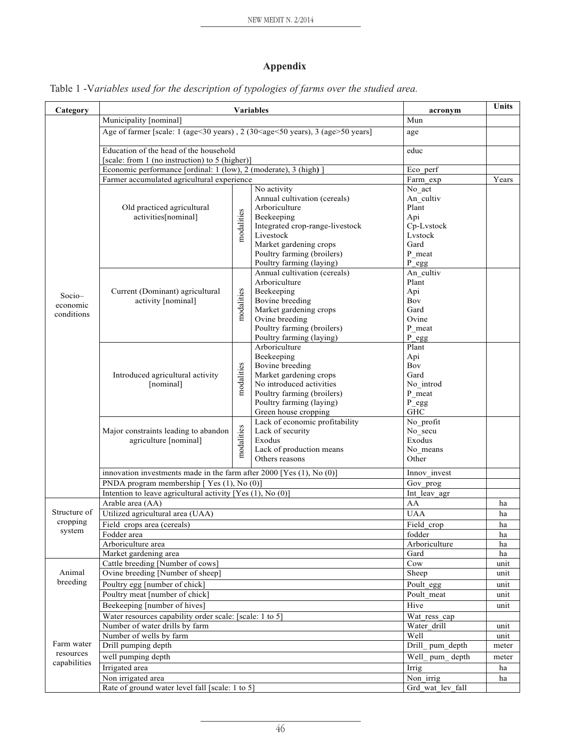## Appendix

Table 1 -V*ariables used for the description of typologies of farms over the studied area.*

| Category | Variables | | | acronym | Units |
|---|---|---|---|---|---|
| Socio–economic conditions | Municipality [nominal] | | | Mun | |
| | Age of farmer [scale: 1 (age<30 years) , 2 (30<age<50 years), 3 (age>50 years] | | | age | |
| | Education of the head of the household [scale: from 1 (no instruction) to 5 (higher)] | | | educ | |
| | Economic performance [ordinal: 1 (low), 2 (moderate), 3 (high) ] | | | Eco_perf | |
| | Farmer accumulated agricultural experience | | | Farm_exp | Years |
| | Old practiced agricultural activities[nominal] | modalities | No activity | No_act | |
| | | | Annual cultivation (cereals) | An_cultiv | |
| | | | Arboriculture | Plant | |
| | | | Beekeeping | Api | |
| | | | Integrated crop-range-livestock | Cp-Lvstock | |
| | | | Livestock | Lvstock | |
| | | | Market gardening crops | Gard | |
| | | | Poultry farming (broilers) | P_meat | |
| | | | Poultry farming (laying) | P_egg | |
| | Current (Dominant) agricultural activity [nominal] | modalities | Annual cultivation (cereals) | An_cultiv | |
| | | | Arboriculture | Plant | |
| | | | Beekeeping | Api | |
| | | | Bovine breeding | Bov | |
| | | | Market gardening crops | Gard | |
| | | | Ovine breeding | Ovine | |
| | | | Poultry farming (broilers) | P_meat | |
| | | | Poultry farming (laying) | P_egg | |
| | Introduced agricultural activity [nominal] | modalities | Arboriculture | Plant | |
| | | | Beekeeping | Api | |
| | | | Bovine breeding | Bov | |
| | | | Market gardening crops | Gard | |
| | | | No introduced activities | No_introd | |
| | | | Poultry farming (broilers) | P_meat | |
| | | | Poultry farming (laying) | P_egg | |
| | | | Green house cropping | GHC | |
| | Major constraints leading to abandon agriculture [nominal] | modalities | Lack of economic profitability | No_profit | |
| | | | Lack of security | No_secu | |
| | | | Exodus | Exodus | |
| | | | Lack of production means | No_means | |
| | | | Others reasons | Other | |
| | innovation investments made in the farm after 2000 [Yes (1), No (0)] | | | Innov_invest | |
| | PNDA program membership [ Yes (1), No (0)] | | | Gov_prog | |
| | Intention to leave agricultural activity [Yes (1), No (0)] | | | Int_leav_agr | |
| Structure of cropping system | Arable area (AA) | | | AA | ha |
| | Utilized agricultural area (UAA) | | | UAA | ha |
| | Field crops area (cereals) | | | Field_crop | ha |
| | Fodder area | | | fodder | ha |
| | Arboriculture area | | | Arboriculture | ha |
| | Market gardening area | | | Gard | ha |
| Animal breeding | Cattle breeding [Number of cows] | | | Cow | unit |
| | Ovine breeding [Number of sheep] | | | Sheep | unit |
| | Poultry egg [number of chick] | | | Poult_egg | unit |
| | Poultry meat [number of chick] | | | Poult_meat | unit |
| | Beekeeping [number of hives] | | | Hive | unit |
| Farm water resources capabilities | Water resources capability order scale: [scale: 1 to 5] | | | Wat_ress_cap | |
| | Number of water drills by farm | | | Water_drill | unit |
| | Number of wells by farm | | | Well | unit |
| | Drill pumping depth | | | Drill_ pum_depth | meter |
| | well pumping depth | | | Well_ pum_ depth | meter |
| | Irrigated area | | | Irrig | ha |
| | Non irrigated area | | | Non_irrig | ha |
| | Rate of ground water level fall [scale: 1 to 5] | | | Grd_wat_lev_fall | |